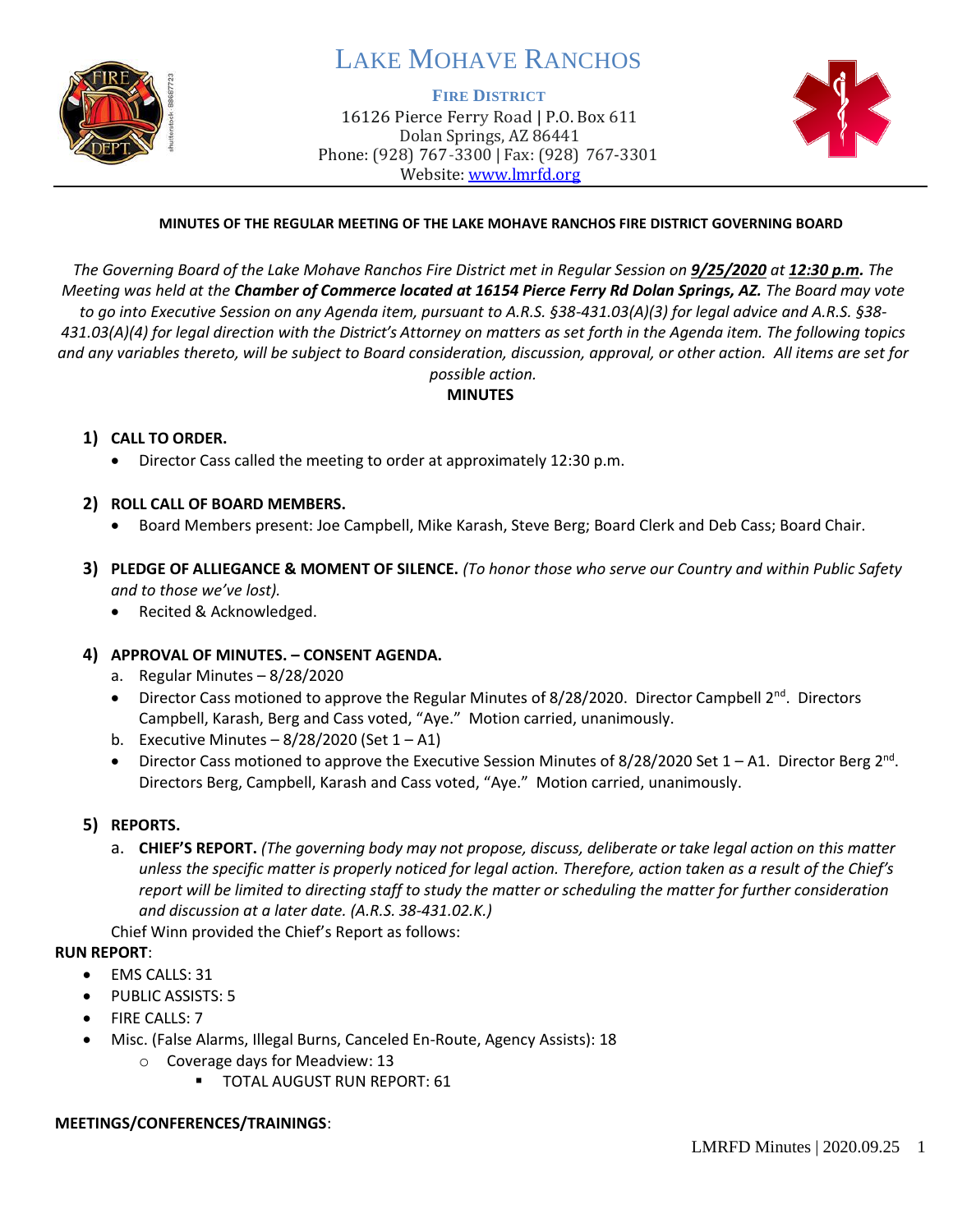# LAKE MOHAVE RANCHOS

**FIRE DISTRICT**
16126 Pierce Ferry Road | P.O. Box 611
Dolan Springs, AZ 86441
Phone: (928) 767-3300 | Fax: (928) 767-3301
Website: www.lmrfd.org

**MINUTES OF THE REGULAR MEETING OF THE LAKE MOHAVE RANCHOS FIRE DISTRICT GOVERNING BOARD**

*The Governing Board of the Lake Mohave Ranchos Fire District met in Regular Session on **9/25/2020** at **12:30 p.m.** The Meeting was held at the **Chamber of Commerce located at 16154 Pierce Ferry Rd Dolan Springs, AZ.** The Board may vote to go into Executive Session on any Agenda item, pursuant to A.R.S. §38-431.03(A)(3) for legal advice and A.R.S. §38-431.03(A)(4) for legal direction with the District's Attorney on matters as set forth in the Agenda item. The following topics and any variables thereto, will be subject to Board consideration, discussion, approval, or other action. All items are set for possible action.*

**MINUTES**

1) **CALL TO ORDER.**
   - Director Cass called the meeting to order at approximately 12:30 p.m.

2) **ROLL CALL OF BOARD MEMBERS.**
   - Board Members present: Joe Campbell, Mike Karash, Steve Berg; Board Clerk and Deb Cass; Board Chair.

3) **PLEDGE OF ALLIEGANCE & MOMENT OF SILENCE.** *(To honor those who serve our Country and within Public Safety and to those we've lost).*
   - Recited & Acknowledged.

4) **APPROVAL OF MINUTES. – CONSENT AGENDA.**
   a. Regular Minutes – 8/28/2020
   - Director Cass motioned to approve the Regular Minutes of 8/28/2020. Director Campbell 2nd. Directors Campbell, Karash, Berg and Cass voted, "Aye." Motion carried, unanimously.

   b. Executive Minutes – 8/28/2020 (Set 1 – A1)
   - Director Cass motioned to approve the Executive Session Minutes of 8/28/2020 Set 1 – A1. Director Berg 2nd. Directors Berg, Campbell, Karash and Cass voted, "Aye." Motion carried, unanimously.

5) **REPORTS.**
   a. **CHIEF'S REPORT.** *(The governing body may not propose, discuss, deliberate or take legal action on this matter unless the specific matter is properly noticed for legal action. Therefore, action taken as a result of the Chief's report will be limited to directing staff to study the matter or scheduling the matter for further consideration and discussion at a later date. (A.R.S. 38-431.02.K.)*

   Chief Winn provided the Chief's Report as follows:

**RUN REPORT**:

- EMS CALLS: 31
- PUBLIC ASSISTS: 5
- FIRE CALLS: 7
- Misc. (False Alarms, Illegal Burns, Canceled En-Route, Agency Assists): 18
  - Coverage days for Meadview: 13
    - TOTAL AUGUST RUN REPORT: 61

**MEETINGS/CONFERENCES/TRAININGS**: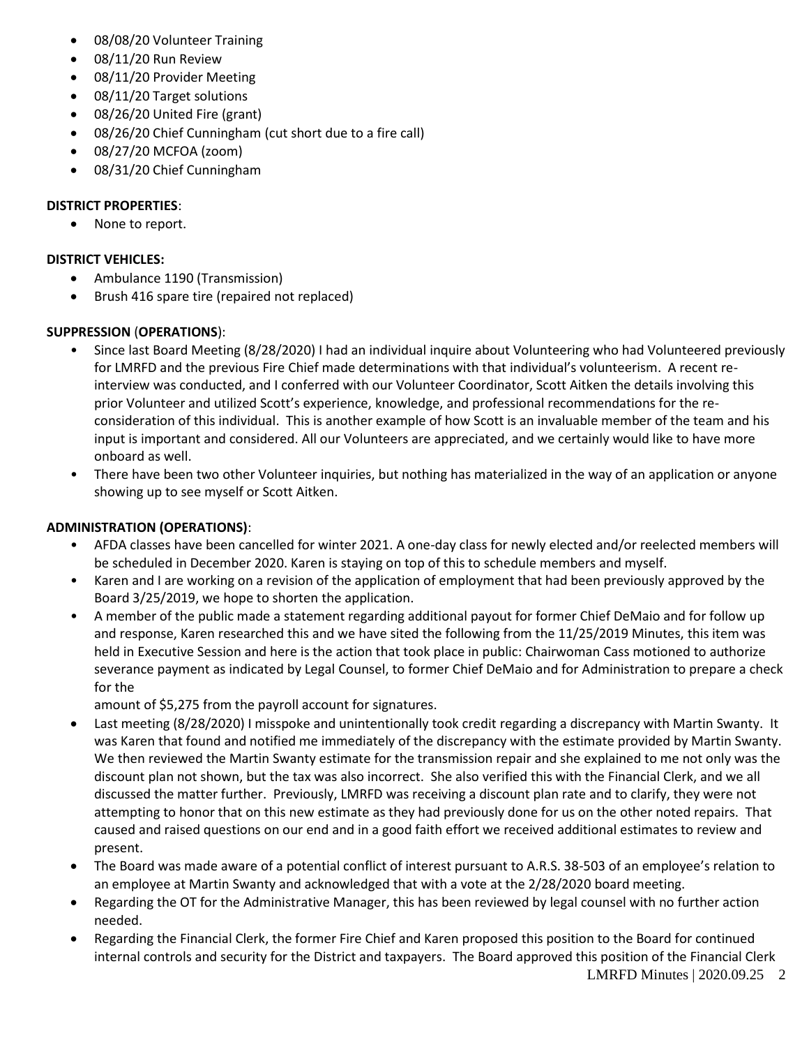- 08/08/20 Volunteer Training
- 08/11/20 Run Review
- 08/11/20 Provider Meeting
- 08/11/20 Target solutions
- 08/26/20 United Fire (grant)
- 08/26/20 Chief Cunningham (cut short due to a fire call)
- 08/27/20 MCFOA (zoom)
- 08/31/20 Chief Cunningham

**DISTRICT PROPERTIES**:

- None to report.

**DISTRICT VEHICLES:**

- Ambulance 1190 (Transmission)
- Brush 416 spare tire (repaired not replaced)

**SUPPRESSION** (**OPERATIONS**):

- Since last Board Meeting (8/28/2020) I had an individual inquire about Volunteering who had Volunteered previously for LMRFD and the previous Fire Chief made determinations with that individual's volunteerism. A recent re-interview was conducted, and I conferred with our Volunteer Coordinator, Scott Aitken the details involving this prior Volunteer and utilized Scott's experience, knowledge, and professional recommendations for the re-consideration of this individual. This is another example of how Scott is an invaluable member of the team and his input is important and considered. All our Volunteers are appreciated, and we certainly would like to have more onboard as well.
- There have been two other Volunteer inquiries, but nothing has materialized in the way of an application or anyone showing up to see myself or Scott Aitken.

**ADMINISTRATION (OPERATIONS)**:

- AFDA classes have been cancelled for winter 2021. A one-day class for newly elected and/or reelected members will be scheduled in December 2020. Karen is staying on top of this to schedule members and myself.
- Karen and I are working on a revision of the application of employment that had been previously approved by the Board 3/25/2019, we hope to shorten the application.
- A member of the public made a statement regarding additional payout for former Chief DeMaio and for follow up and response, Karen researched this and we have sited the following from the 11/25/2019 Minutes, this item was held in Executive Session and here is the action that took place in public: Chairwoman Cass motioned to authorize severance payment as indicated by Legal Counsel, to former Chief DeMaio and for Administration to prepare a check for the amount of $5,275 from the payroll account for signatures.
- Last meeting (8/28/2020) I misspoke and unintentionally took credit regarding a discrepancy with Martin Swanty. It was Karen that found and notified me immediately of the discrepancy with the estimate provided by Martin Swanty. We then reviewed the Martin Swanty estimate for the transmission repair and she explained to me not only was the discount plan not shown, but the tax was also incorrect. She also verified this with the Financial Clerk, and we all discussed the matter further. Previously, LMRFD was receiving a discount plan rate and to clarify, they were not attempting to honor that on this new estimate as they had previously done for us on the other noted repairs. That caused and raised questions on our end and in a good faith effort we received additional estimates to review and present.
- The Board was made aware of a potential conflict of interest pursuant to A.R.S. 38-503 of an employee's relation to an employee at Martin Swanty and acknowledged that with a vote at the 2/28/2020 board meeting.
- Regarding the OT for the Administrative Manager, this has been reviewed by legal counsel with no further action needed.
- Regarding the Financial Clerk, the former Fire Chief and Karen proposed this position to the Board for continued internal controls and security for the District and taxpayers. The Board approved this position of the Financial Clerk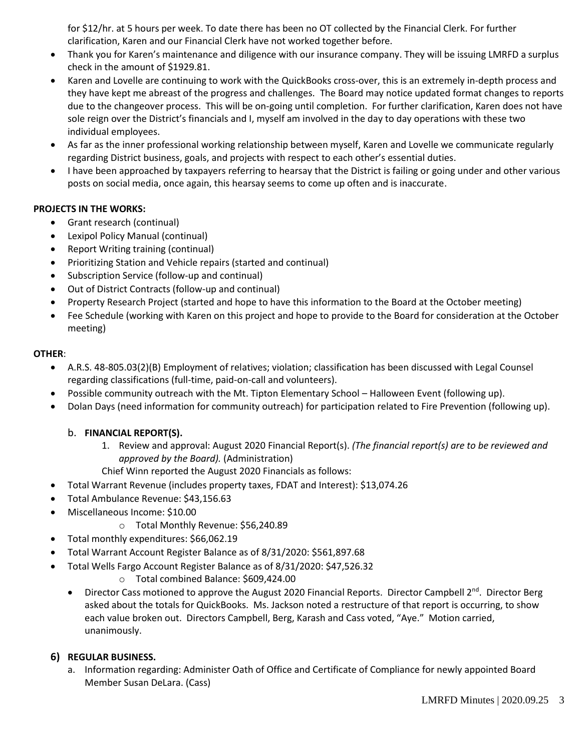for $12/hr. at 5 hours per week. To date there has been no OT collected by the Financial Clerk. For further clarification, Karen and our Financial Clerk have not worked together before.

- Thank you for Karen's maintenance and diligence with our insurance company. They will be issuing LMRFD a surplus check in the amount of $1929.81.
- Karen and Lovelle are continuing to work with the QuickBooks cross-over, this is an extremely in-depth process and they have kept me abreast of the progress and challenges. The Board may notice updated format changes to reports due to the changeover process. This will be on-going until completion. For further clarification, Karen does not have sole reign over the District's financials and I, myself am involved in the day to day operations with these two individual employees.
- As far as the inner professional working relationship between myself, Karen and Lovelle we communicate regularly regarding District business, goals, and projects with respect to each other's essential duties.
- I have been approached by taxpayers referring to hearsay that the District is failing or going under and other various posts on social media, once again, this hearsay seems to come up often and is inaccurate.

**PROJECTS IN THE WORKS:**

- Grant research (continual)
- Lexipol Policy Manual (continual)
- Report Writing training (continual)
- Prioritizing Station and Vehicle repairs (started and continual)
- Subscription Service (follow-up and continual)
- Out of District Contracts (follow-up and continual)
- Property Research Project (started and hope to have this information to the Board at the October meeting)
- Fee Schedule (working with Karen on this project and hope to provide to the Board for consideration at the October meeting)

**OTHER**:

- A.R.S. 48-805.03(2)(B) Employment of relatives; violation; classification has been discussed with Legal Counsel regarding classifications (full-time, paid-on-call and volunteers).
- Possible community outreach with the Mt. Tipton Elementary School – Halloween Event (following up).
- Dolan Days (need information for community outreach) for participation related to Fire Prevention (following up).

b. **FINANCIAL REPORT(S).**

1. Review and approval: August 2020 Financial Report(s). *(The financial report(s) are to be reviewed and approved by the Board).* (Administration)

Chief Winn reported the August 2020 Financials as follows:

- Total Warrant Revenue (includes property taxes, FDAT and Interest): $13,074.26
- Total Ambulance Revenue: $43,156.63
- Miscellaneous Income: $10.00
  - Total Monthly Revenue: $56,240.89
- Total monthly expenditures: $66,062.19
- Total Warrant Account Register Balance as of 8/31/2020: $561,897.68
- Total Wells Fargo Account Register Balance as of 8/31/2020: $47,526.32
  - Total combined Balance: $609,424.00
- Director Cass motioned to approve the August 2020 Financial Reports. Director Campbell 2nd. Director Berg asked about the totals for QuickBooks. Ms. Jackson noted a restructure of that report is occurring, to show each value broken out. Directors Campbell, Berg, Karash and Cass voted, "Aye." Motion carried, unanimously.

**6) REGULAR BUSINESS.**

a. Information regarding: Administer Oath of Office and Certificate of Compliance for newly appointed Board Member Susan DeLara. (Cass)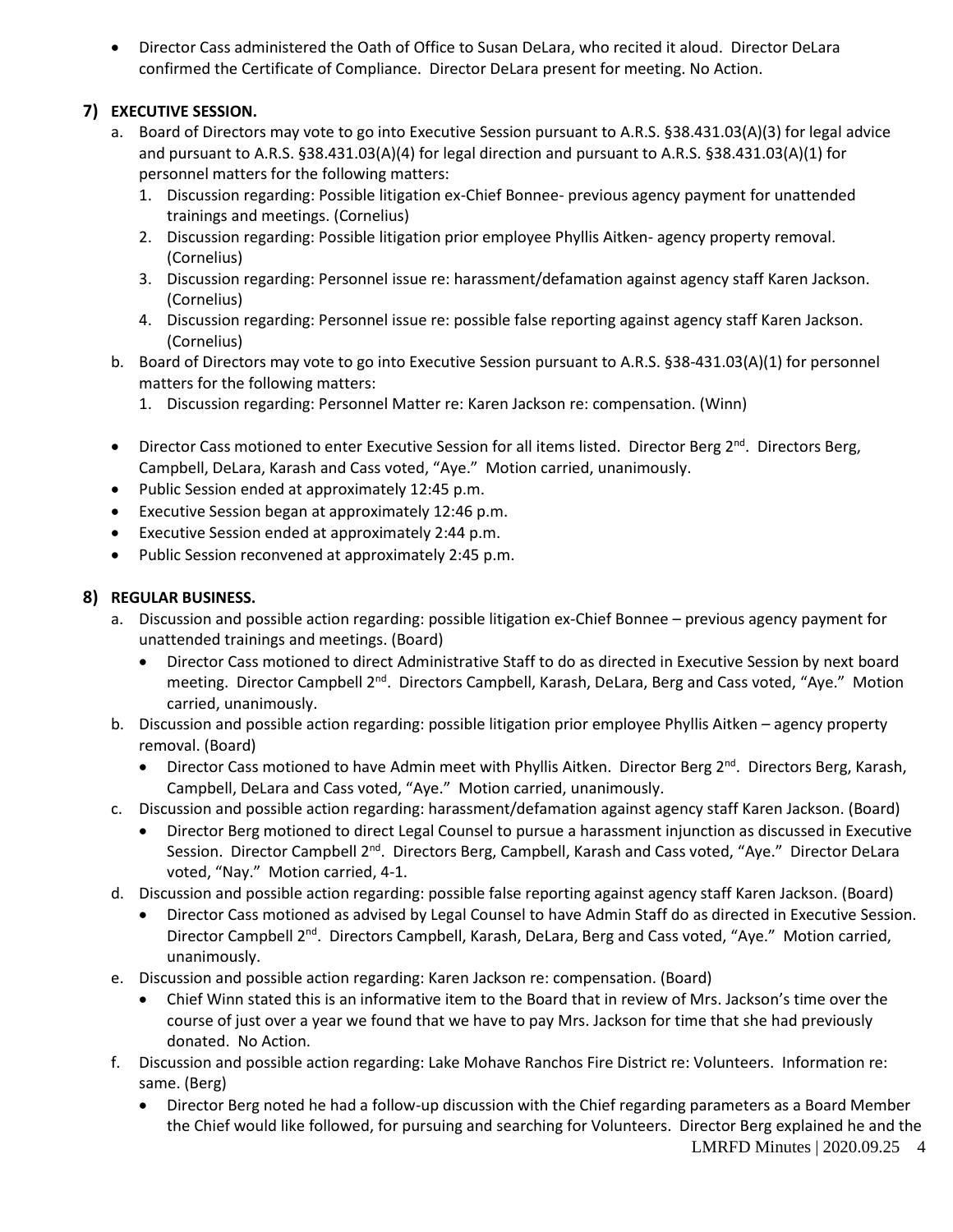- Director Cass administered the Oath of Office to Susan DeLara, who recited it aloud. Director DeLara confirmed the Certificate of Compliance. Director DeLara present for meeting. No Action.

## 7) EXECUTIVE SESSION.

a. Board of Directors may vote to go into Executive Session pursuant to A.R.S. §38.431.03(A)(3) for legal advice and pursuant to A.R.S. §38.431.03(A)(4) for legal direction and pursuant to A.R.S. §38.431.03(A)(1) for personnel matters for the following matters:
   1. Discussion regarding: Possible litigation ex-Chief Bonnee- previous agency payment for unattended trainings and meetings. (Cornelius)
   2. Discussion regarding: Possible litigation prior employee Phyllis Aitken- agency property removal. (Cornelius)
   3. Discussion regarding: Personnel issue re: harassment/defamation against agency staff Karen Jackson. (Cornelius)
   4. Discussion regarding: Personnel issue re: possible false reporting against agency staff Karen Jackson. (Cornelius)

b. Board of Directors may vote to go into Executive Session pursuant to A.R.S. §38-431.03(A)(1) for personnel matters for the following matters:
   1. Discussion regarding: Personnel Matter re: Karen Jackson re: compensation. (Winn)

- Director Cass motioned to enter Executive Session for all items listed. Director Berg 2nd. Directors Berg, Campbell, DeLara, Karash and Cass voted, "Aye." Motion carried, unanimously.
- Public Session ended at approximately 12:45 p.m.
- Executive Session began at approximately 12:46 p.m.
- Executive Session ended at approximately 2:44 p.m.
- Public Session reconvened at approximately 2:45 p.m.

## 8) REGULAR BUSINESS.

a. Discussion and possible action regarding: possible litigation ex-Chief Bonnee – previous agency payment for unattended trainings and meetings. (Board)
   - Director Cass motioned to direct Administrative Staff to do as directed in Executive Session by next board meeting. Director Campbell 2nd. Directors Campbell, Karash, DeLara, Berg and Cass voted, "Aye." Motion carried, unanimously.

b. Discussion and possible action regarding: possible litigation prior employee Phyllis Aitken – agency property removal. (Board)
   - Director Cass motioned to have Admin meet with Phyllis Aitken. Director Berg 2nd. Directors Berg, Karash, Campbell, DeLara and Cass voted, "Aye." Motion carried, unanimously.

c. Discussion and possible action regarding: harassment/defamation against agency staff Karen Jackson. (Board)
   - Director Berg motioned to direct Legal Counsel to pursue a harassment injunction as discussed in Executive Session. Director Campbell 2nd. Directors Berg, Campbell, Karash and Cass voted, "Aye." Director DeLara voted, "Nay." Motion carried, 4-1.

d. Discussion and possible action regarding: possible false reporting against agency staff Karen Jackson. (Board)
   - Director Cass motioned as advised by Legal Counsel to have Admin Staff do as directed in Executive Session. Director Campbell 2nd. Directors Campbell, Karash, DeLara, Berg and Cass voted, "Aye." Motion carried, unanimously.

e. Discussion and possible action regarding: Karen Jackson re: compensation. (Board)
   - Chief Winn stated this is an informative item to the Board that in review of Mrs. Jackson's time over the course of just over a year we found that we have to pay Mrs. Jackson for time that she had previously donated. No Action.

f. Discussion and possible action regarding: Lake Mohave Ranchos Fire District re: Volunteers. Information re: same. (Berg)
   - Director Berg noted he had a follow-up discussion with the Chief regarding parameters as a Board Member the Chief would like followed, for pursuing and searching for Volunteers. Director Berg explained he and the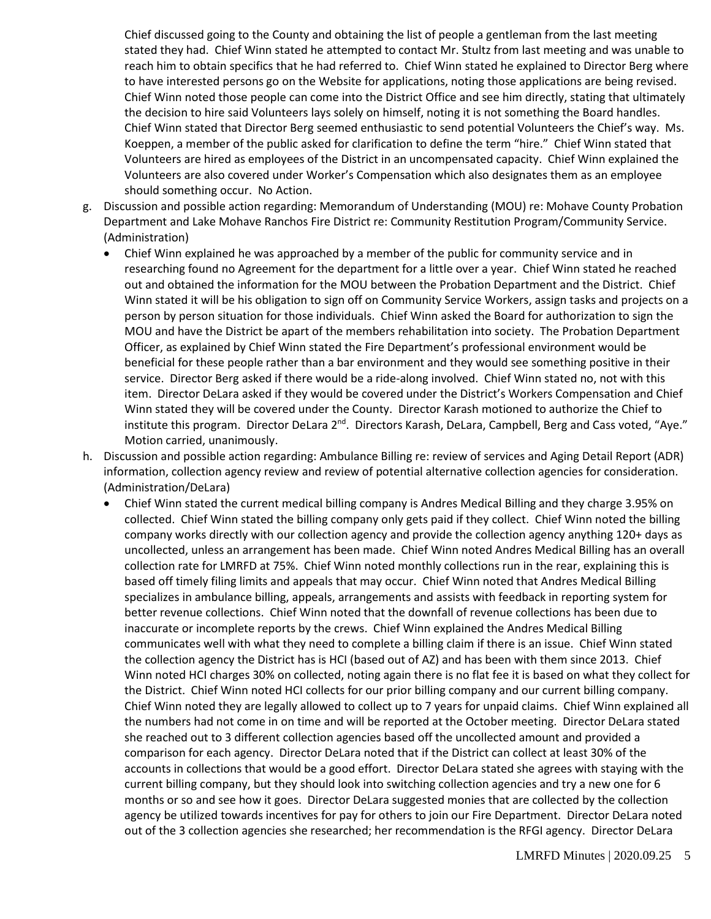Chief discussed going to the County and obtaining the list of people a gentleman from the last meeting stated they had. Chief Winn stated he attempted to contact Mr. Stultz from last meeting and was unable to reach him to obtain specifics that he had referred to. Chief Winn stated he explained to Director Berg where to have interested persons go on the Website for applications, noting those applications are being revised. Chief Winn noted those people can come into the District Office and see him directly, stating that ultimately the decision to hire said Volunteers lays solely on himself, noting it is not something the Board handles. Chief Winn stated that Director Berg seemed enthusiastic to send potential Volunteers the Chief's way. Ms. Koeppen, a member of the public asked for clarification to define the term "hire." Chief Winn stated that Volunteers are hired as employees of the District in an uncompensated capacity. Chief Winn explained the Volunteers are also covered under Worker's Compensation which also designates them as an employee should something occur. No Action.

g. Discussion and possible action regarding: Memorandum of Understanding (MOU) re: Mohave County Probation Department and Lake Mohave Ranchos Fire District re: Community Restitution Program/Community Service. (Administration)
   - Chief Winn explained he was approached by a member of the public for community service and in researching found no Agreement for the department for a little over a year. Chief Winn stated he reached out and obtained the information for the MOU between the Probation Department and the District. Chief Winn stated it will be his obligation to sign off on Community Service Workers, assign tasks and projects on a person by person situation for those individuals. Chief Winn asked the Board for authorization to sign the MOU and have the District be apart of the members rehabilitation into society. The Probation Department Officer, as explained by Chief Winn stated the Fire Department's professional environment would be beneficial for these people rather than a bar environment and they would see something positive in their service. Director Berg asked if there would be a ride-along involved. Chief Winn stated no, not with this item. Director DeLara asked if they would be covered under the District's Workers Compensation and Chief Winn stated they will be covered under the County. Director Karash motioned to authorize the Chief to institute this program. Director DeLara 2nd. Directors Karash, DeLara, Campbell, Berg and Cass voted, "Aye." Motion carried, unanimously.

h. Discussion and possible action regarding: Ambulance Billing re: review of services and Aging Detail Report (ADR) information, collection agency review and review of potential alternative collection agencies for consideration. (Administration/DeLara)
   - Chief Winn stated the current medical billing company is Andres Medical Billing and they charge 3.95% on collected. Chief Winn stated the billing company only gets paid if they collect. Chief Winn noted the billing company works directly with our collection agency and provide the collection agency anything 120+ days as uncollected, unless an arrangement has been made. Chief Winn noted Andres Medical Billing has an overall collection rate for LMRFD at 75%. Chief Winn noted monthly collections run in the rear, explaining this is based off timely filing limits and appeals that may occur. Chief Winn noted that Andres Medical Billing specializes in ambulance billing, appeals, arrangements and assists with feedback in reporting system for better revenue collections. Chief Winn noted that the downfall of revenue collections has been due to inaccurate or incomplete reports by the crews. Chief Winn explained the Andres Medical Billing communicates well with what they need to complete a billing claim if there is an issue. Chief Winn stated the collection agency the District has is HCI (based out of AZ) and has been with them since 2013. Chief Winn noted HCI charges 30% on collected, noting again there is no flat fee it is based on what they collect for the District. Chief Winn noted HCI collects for our prior billing company and our current billing company. Chief Winn noted they are legally allowed to collect up to 7 years for unpaid claims. Chief Winn explained all the numbers had not come in on time and will be reported at the October meeting. Director DeLara stated she reached out to 3 different collection agencies based off the uncollected amount and provided a comparison for each agency. Director DeLara noted that if the District can collect at least 30% of the accounts in collections that would be a good effort. Director DeLara stated she agrees with staying with the current billing company, but they should look into switching collection agencies and try a new one for 6 months or so and see how it goes. Director DeLara suggested monies that are collected by the collection agency be utilized towards incentives for pay for others to join our Fire Department. Director DeLara noted out of the 3 collection agencies she researched; her recommendation is the RFGI agency. Director DeLara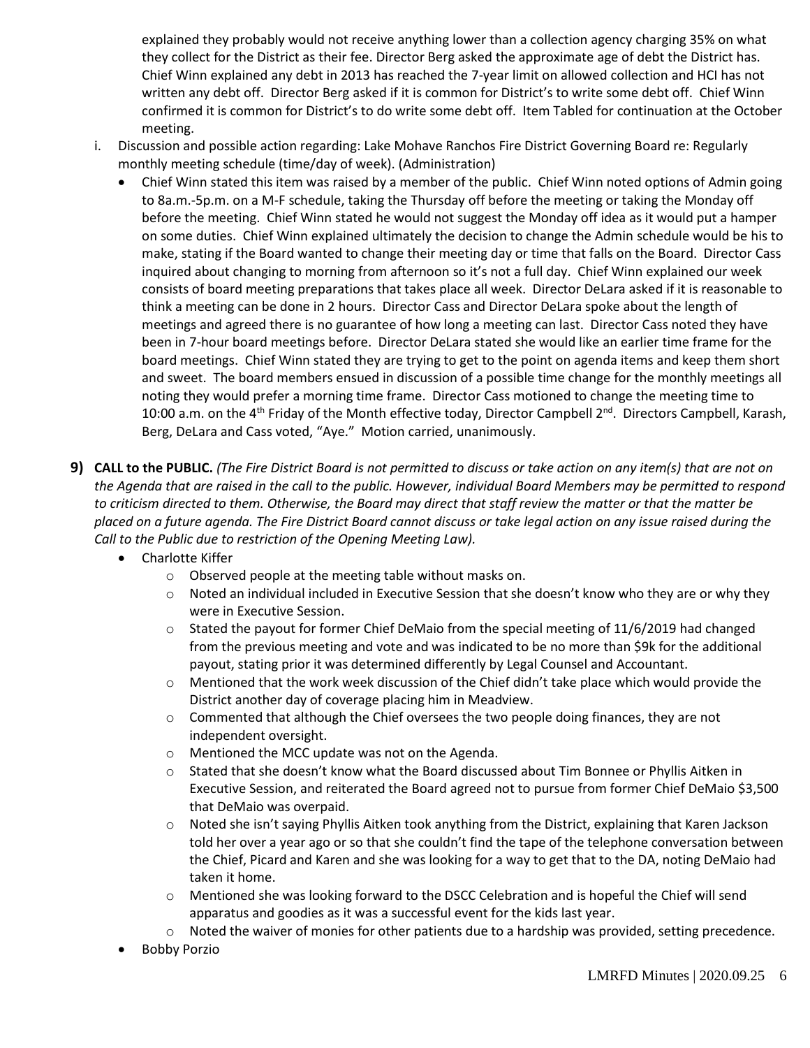explained they probably would not receive anything lower than a collection agency charging 35% on what they collect for the District as their fee. Director Berg asked the approximate age of debt the District has. Chief Winn explained any debt in 2013 has reached the 7-year limit on allowed collection and HCI has not written any debt off. Director Berg asked if it is common for District's to write some debt off. Chief Winn confirmed it is common for District's to do write some debt off. Item Tabled for continuation at the October meeting.

i. Discussion and possible action regarding: Lake Mohave Ranchos Fire District Governing Board re: Regularly monthly meeting schedule (time/day of week). (Administration)
   - Chief Winn stated this item was raised by a member of the public. Chief Winn noted options of Admin going to 8a.m.-5p.m. on a M-F schedule, taking the Thursday off before the meeting or taking the Monday off before the meeting. Chief Winn stated he would not suggest the Monday off idea as it would put a hamper on some duties. Chief Winn explained ultimately the decision to change the Admin schedule would be his to make, stating if the Board wanted to change their meeting day or time that falls on the Board. Director Cass inquired about changing to morning from afternoon so it's not a full day. Chief Winn explained our week consists of board meeting preparations that takes place all week. Director DeLara asked if it is reasonable to think a meeting can be done in 2 hours. Director Cass and Director DeLara spoke about the length of meetings and agreed there is no guarantee of how long a meeting can last. Director Cass noted they have been in 7-hour board meetings before. Director DeLara stated she would like an earlier time frame for the board meetings. Chief Winn stated they are trying to get to the point on agenda items and keep them short and sweet. The board members ensued in discussion of a possible time change for the monthly meetings all noting they would prefer a morning time frame. Director Cass motioned to change the meeting time to 10:00 a.m. on the 4th Friday of the Month effective today, Director Campbell 2nd. Directors Campbell, Karash, Berg, DeLara and Cass voted, "Aye." Motion carried, unanimously.

**9) CALL to the PUBLIC.** *(The Fire District Board is not permitted to discuss or take action on any item(s) that are not on the Agenda that are raised in the call to the public. However, individual Board Members may be permitted to respond to criticism directed to them. Otherwise, the Board may direct that staff review the matter or that the matter be placed on a future agenda. The Fire District Board cannot discuss or take legal action on any issue raised during the Call to the Public due to restriction of the Opening Meeting Law).*

- Charlotte Kiffer
  - Observed people at the meeting table without masks on.
  - Noted an individual included in Executive Session that she doesn't know who they are or why they were in Executive Session.
  - Stated the payout for former Chief DeMaio from the special meeting of 11/6/2019 had changed from the previous meeting and vote and was indicated to be no more than $9k for the additional payout, stating prior it was determined differently by Legal Counsel and Accountant.
  - Mentioned that the work week discussion of the Chief didn't take place which would provide the District another day of coverage placing him in Meadview.
  - Commented that although the Chief oversees the two people doing finances, they are not independent oversight.
  - Mentioned the MCC update was not on the Agenda.
  - Stated that she doesn't know what the Board discussed about Tim Bonnee or Phyllis Aitken in Executive Session, and reiterated the Board agreed not to pursue from former Chief DeMaio $3,500 that DeMaio was overpaid.
  - Noted she isn't saying Phyllis Aitken took anything from the District, explaining that Karen Jackson told her over a year ago or so that she couldn't find the tape of the telephone conversation between the Chief, Picard and Karen and she was looking for a way to get that to the DA, noting DeMaio had taken it home.
  - Mentioned she was looking forward to the DSCC Celebration and is hopeful the Chief will send apparatus and goodies as it was a successful event for the kids last year.
  - Noted the waiver of monies for other patients due to a hardship was provided, setting precedence.
- Bobby Porzio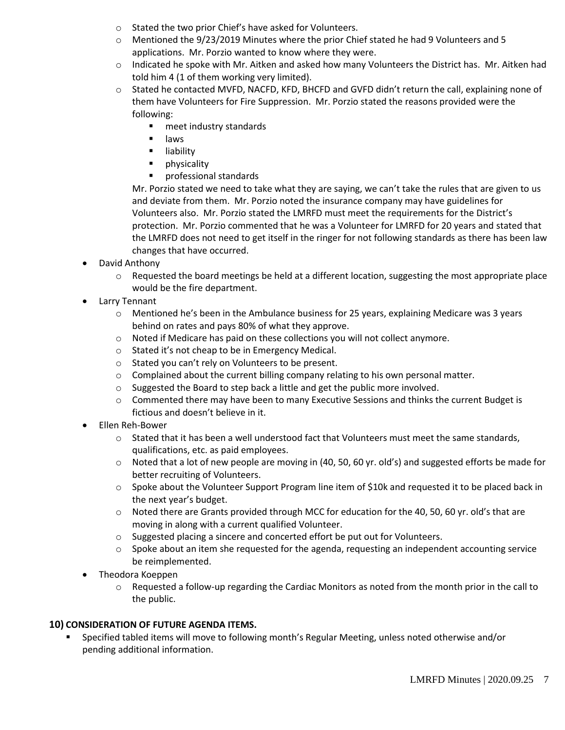- Stated the two prior Chief's have asked for Volunteers.
  - Mentioned the 9/23/2019 Minutes where the prior Chief stated he had 9 Volunteers and 5 applications. Mr. Porzio wanted to know where they were.
  - Indicated he spoke with Mr. Aitken and asked how many Volunteers the District has. Mr. Aitken had told him 4 (1 of them working very limited).
  - Stated he contacted MVFD, NACFD, KFD, BHCFD and GVFD didn't return the call, explaining none of them have Volunteers for Fire Suppression. Mr. Porzio stated the reasons provided were the following:
    - meet industry standards
    - laws
    - liability
    - physicality
    - professional standards

    Mr. Porzio stated we need to take what they are saying, we can't take the rules that are given to us and deviate from them. Mr. Porzio noted the insurance company may have guidelines for Volunteers also. Mr. Porzio stated the LMRFD must meet the requirements for the District's protection. Mr. Porzio commented that he was a Volunteer for LMRFD for 20 years and stated that the LMRFD does not need to get itself in the ringer for not following standards as there has been law changes that have occurred.
- David Anthony
  - Requested the board meetings be held at a different location, suggesting the most appropriate place would be the fire department.
- Larry Tennant
  - Mentioned he's been in the Ambulance business for 25 years, explaining Medicare was 3 years behind on rates and pays 80% of what they approve.
  - Noted if Medicare has paid on these collections you will not collect anymore.
  - Stated it's not cheap to be in Emergency Medical.
  - Stated you can't rely on Volunteers to be present.
  - Complained about the current billing company relating to his own personal matter.
  - Suggested the Board to step back a little and get the public more involved.
  - Commented there may have been to many Executive Sessions and thinks the current Budget is fictious and doesn't believe in it.
- Ellen Reh-Bower
  - Stated that it has been a well understood fact that Volunteers must meet the same standards, qualifications, etc. as paid employees.
  - Noted that a lot of new people are moving in (40, 50, 60 yr. old's) and suggested efforts be made for better recruiting of Volunteers.
  - Spoke about the Volunteer Support Program line item of $10k and requested it to be placed back in the next year's budget.
  - Noted there are Grants provided through MCC for education for the 40, 50, 60 yr. old's that are moving in along with a current qualified Volunteer.
  - Suggested placing a sincere and concerted effort be put out for Volunteers.
  - Spoke about an item she requested for the agenda, requesting an independent accounting service be reimplemented.
- Theodora Koeppen
  - Requested a follow-up regarding the Cardiac Monitors as noted from the month prior in the call to the public.

## 10) CONSIDERATION OF FUTURE AGENDA ITEMS.

- Specified tabled items will move to following month's Regular Meeting, unless noted otherwise and/or pending additional information.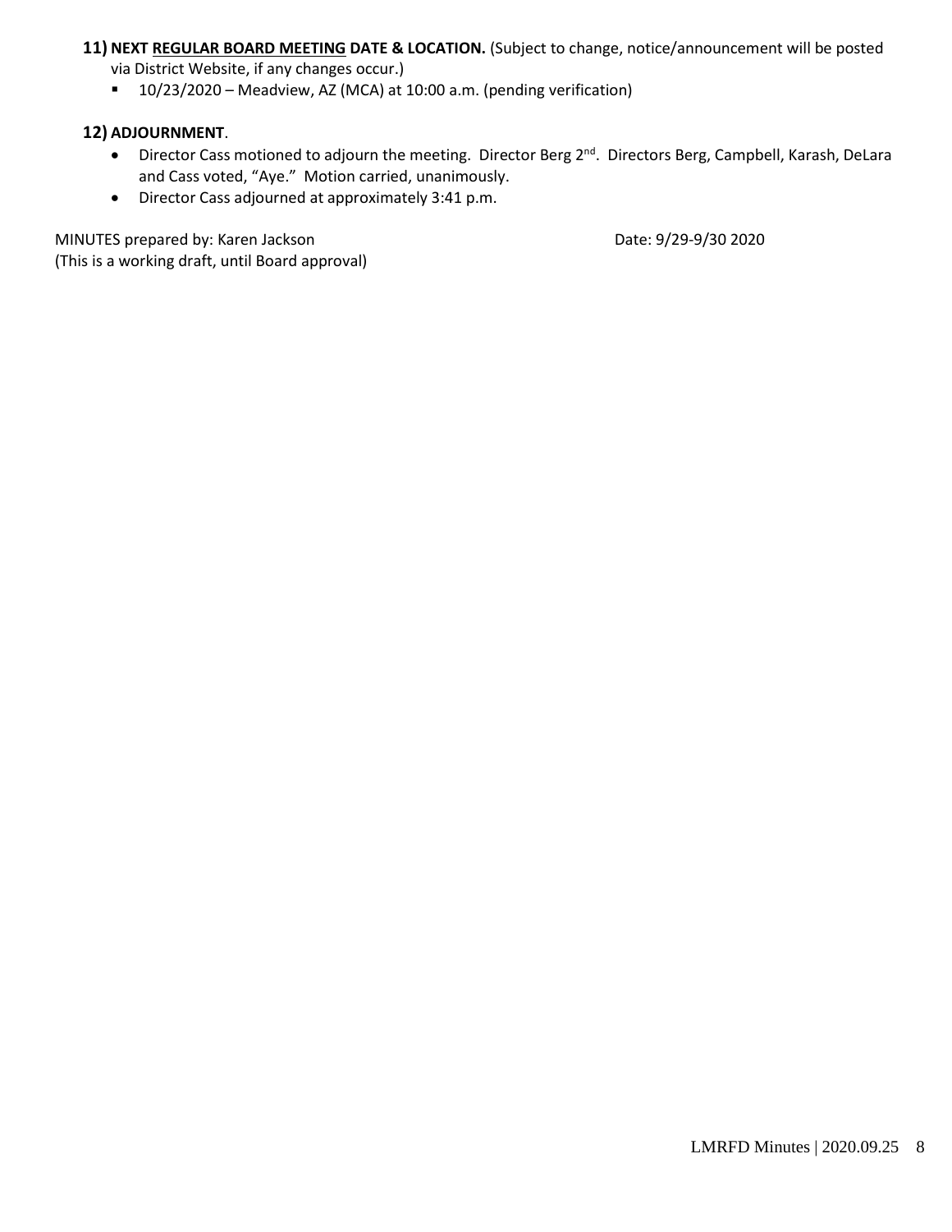**11) NEXT REGULAR BOARD MEETING DATE & LOCATION.** (Subject to change, notice/announcement will be posted via District Website, if any changes occur.)

- 10/23/2020 – Meadview, AZ (MCA) at 10:00 a.m. (pending verification)

**12) ADJOURNMENT**.

- Director Cass motioned to adjourn the meeting. Director Berg 2nd. Directors Berg, Campbell, Karash, DeLara and Cass voted, "Aye." Motion carried, unanimously.
- Director Cass adjourned at approximately 3:41 p.m.

MINUTES prepared by: Karen Jackson Date: 9/29-9/30 2020
(This is a working draft, until Board approval)